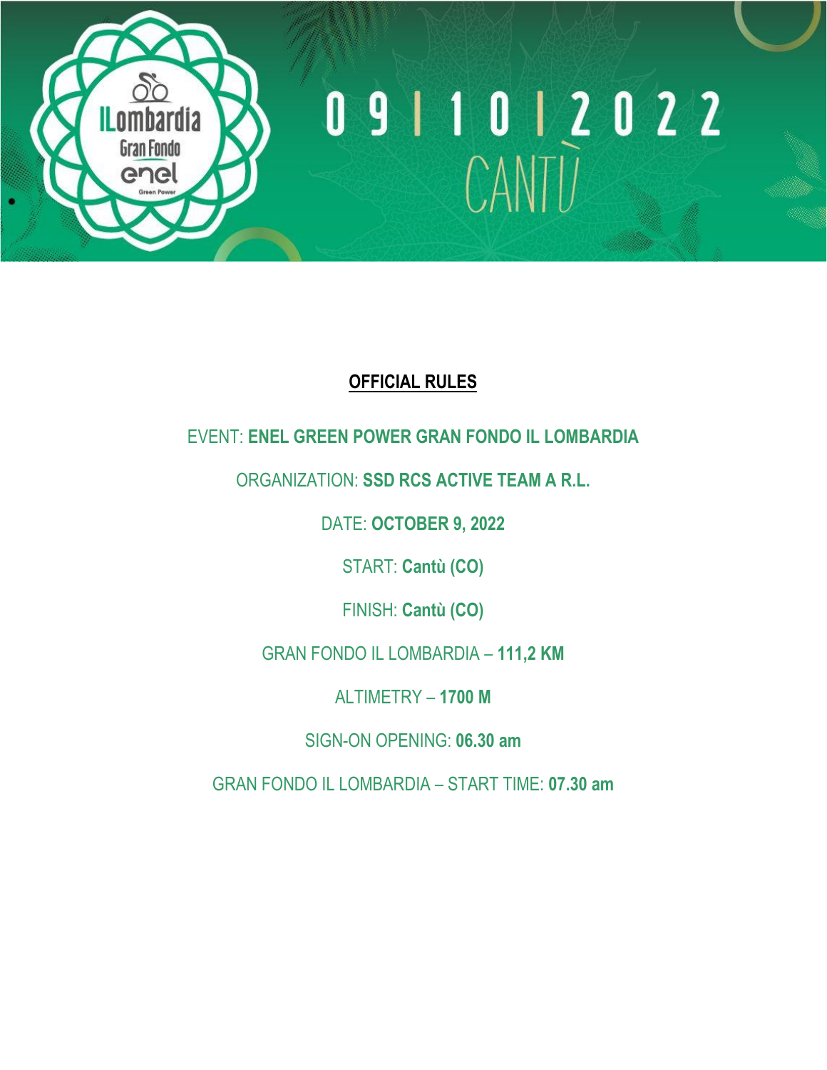ILombardia Gran Fondo enel Green Power

09 | 10 | 2022

CANTÙ

# OFFICIAL RULES

EVENT: **ENEL GREEN POWER GRAN FONDO IL LOMBARDIA**

ORGANIZATION: **SSD RCS ACTIVE TEAM A R.L.**

DATE: **OCTOBER 9, 2022**

START: **Cantù (CO)**

FINISH: **Cantù (CO)**

GRAN FONDO IL LOMBARDIA – **111,2 KM**

ALTIMETRY – **1700 M**

SIGN-ON OPENING: **06.30 am**

GRAN FONDO IL LOMBARDIA – START TIME: **07.30 am**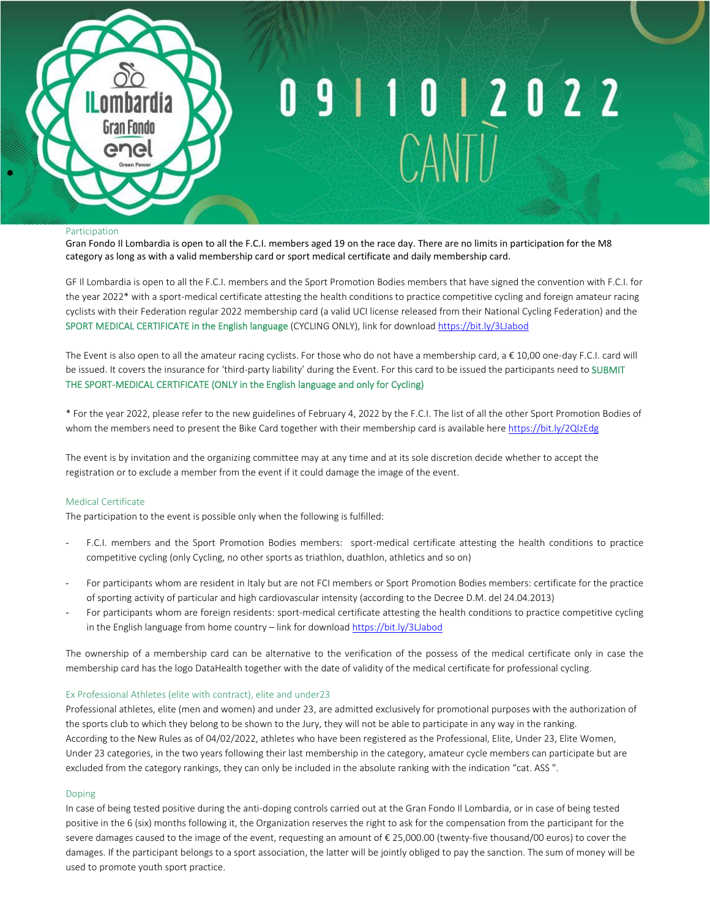# Il Lombardia Gran Fondo enel

## 09 | 10 | 2022 CANTÙ

### Participation

Gran Fondo Il Lombardia is open to all the F.C.I. members aged 19 on the race day. There are no limits in participation for the M8 category as long as with a valid membership card or sport medical certificate and daily membership card.

GF Il Lombardia is open to all the F.C.I. members and the Sport Promotion Bodies members that have signed the convention with F.C.I. for the year 2022* with a sport-medical certificate attesting the health conditions to practice competitive cycling and foreign amateur racing cyclists with their Federation regular 2022 membership card (a valid UCI license released from their National Cycling Federation) and the SPORT MEDICAL CERTIFICATE in the English language (CYCLING ONLY), link for download https://bit.ly/3LJabod

The Event is also open to all the amateur racing cyclists. For those who do not have a membership card, a € 10,00 one-day F.C.I. card will be issued. It covers the insurance for 'third-party liability' during the Event. For this card to be issued the participants need to SUBMIT THE SPORT-MEDICAL CERTIFICATE (ONLY in the English language and only for Cycling)

* For the year 2022, please refer to the new guidelines of February 4, 2022 by the F.C.I. The list of all the other Sport Promotion Bodies of whom the members need to present the Bike Card together with their membership card is available here https://bit.ly/2QlzEdg

The event is by invitation and the organizing committee may at any time and at its sole discretion decide whether to accept the registration or to exclude a member from the event if it could damage the image of the event.

### Medical Certificate

The participation to the event is possible only when the following is fulfilled:

- F.C.I. members and the Sport Promotion Bodies members: sport-medical certificate attesting the health conditions to practice competitive cycling (only Cycling, no other sports as triathlon, duathlon, athletics and so on)
- For participants whom are resident in Italy but are not FCI members or Sport Promotion Bodies members: certificate for the practice of sporting activity of particular and high cardiovascular intensity (according to the Decree D.M. del 24.04.2013)
- For participants whom are foreign residents: sport-medical certificate attesting the health conditions to practice competitive cycling in the English language from home country – link for download https://bit.ly/3LJabod

The ownership of a membership card can be alternative to the verification of the possess of the medical certificate only in case the membership card has the logo DataHealth together with the date of validity of the medical certificate for professional cycling.

### Ex Professional Athletes (elite with contract), elite and under23

Professional athletes, elite (men and women) and under 23, are admitted exclusively for promotional purposes with the authorization of the sports club to which they belong to be shown to the Jury, they will not be able to participate in any way in the ranking.
According to the New Rules as of 04/02/2022, athletes who have been registered as the Professional, Elite, Under 23, Elite Women, Under 23 categories, in the two years following their last membership in the category, amateur cycle members can participate but are excluded from the category rankings, they can only be included in the absolute ranking with the indication "cat. ASS ".

### Doping

In case of being tested positive during the anti-doping controls carried out at the Gran Fondo Il Lombardia, or in case of being tested positive in the 6 (six) months following it, the Organization reserves the right to ask for the compensation from the participant for the severe damages caused to the image of the event, requesting an amount of € 25,000.00 (twenty-five thousand/00 euros) to cover the damages. If the participant belongs to a sport association, the latter will be jointly obliged to pay the sanction. The sum of money will be used to promote youth sport practice.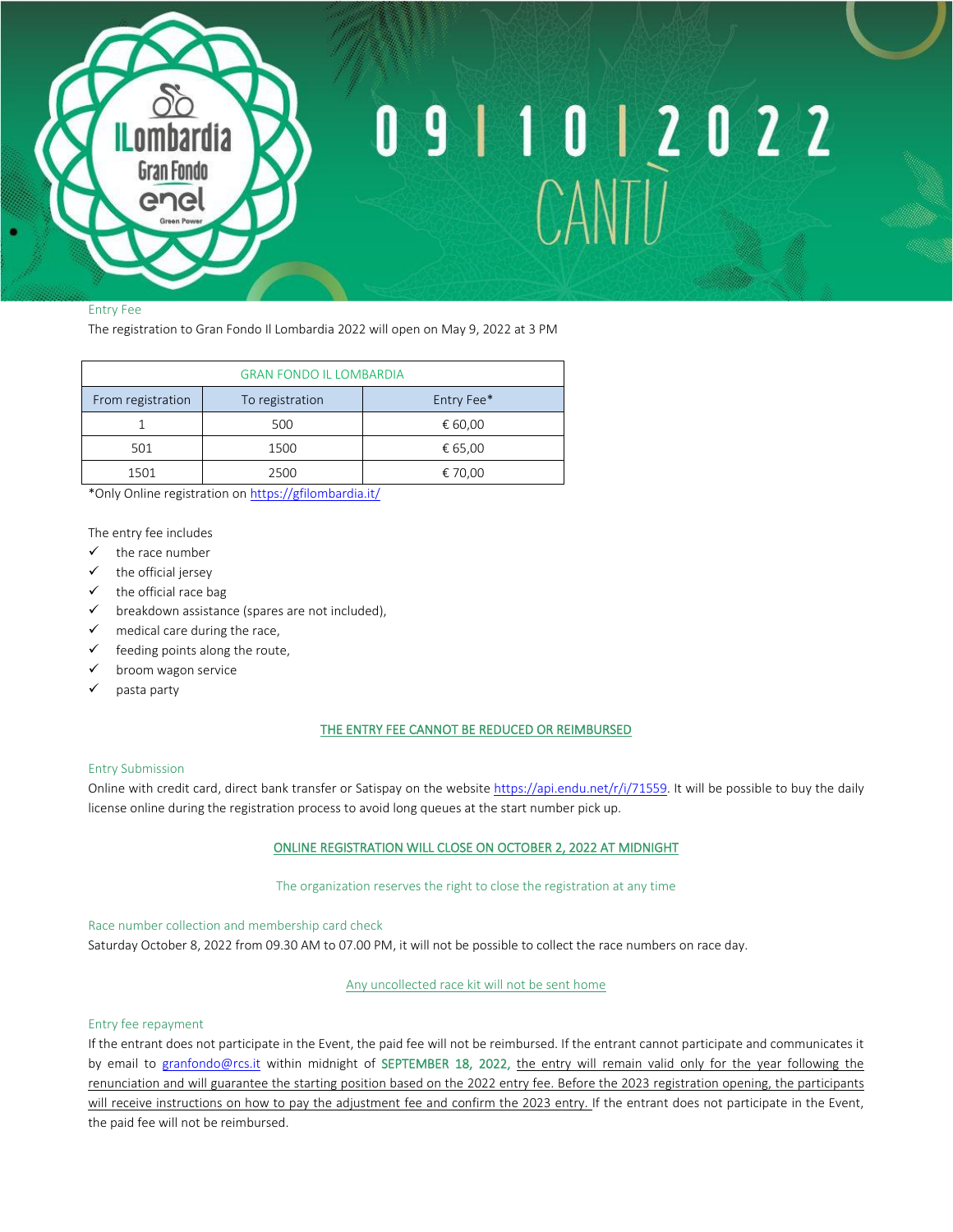## Entry Fee

The registration to Gran Fondo Il Lombardia 2022 will open on May 9, 2022 at 3 PM

| GRAN FONDO IL LOMBARDIA | | |
|---|---|---|
| From registration | To registration | Entry Fee* |
| 1 | 500 | € 60,00 |
| 501 | 1500 | € 65,00 |
| 1501 | 2500 | € 70,00 |

*Only Online registration on https://gfilombardia.it/

The entry fee includes

- ✓ the race number
- ✓ the official jersey
- ✓ the official race bag
- ✓ breakdown assistance (spares are not included),
- ✓ medical care during the race,
- ✓ feeding points along the route,
- ✓ broom wagon service
- ✓ pasta party

**THE ENTRY FEE CANNOT BE REDUCED OR REIMBURSED**

## Entry Submission

Online with credit card, direct bank transfer or Satispay on the website https://api.endu.net/r/i/71559. It will be possible to buy the daily license online during the registration process to avoid long queues at the start number pick up.

**ONLINE REGISTRATION WILL CLOSE ON OCTOBER 2, 2022 AT MIDNIGHT**

The organization reserves the right to close the registration at any time

## Race number collection and membership card check

Saturday October 8, 2022 from 09.30 AM to 07.00 PM, it will not be possible to collect the race numbers on race day.

Any uncollected race kit will not be sent home

## Entry fee repayment

If the entrant does not participate in the Event, the paid fee will not be reimbursed. If the entrant cannot participate and communicates it by email to granfondo@rcs.it within midnight of SEPTEMBER 18, 2022, the entry will remain valid only for the year following the renunciation and will guarantee the starting position based on the 2022 entry fee. Before the 2023 registration opening, the participants will receive instructions on how to pay the adjustment fee and confirm the 2023 entry. If the entrant does not participate in the Event, the paid fee will not be reimbursed.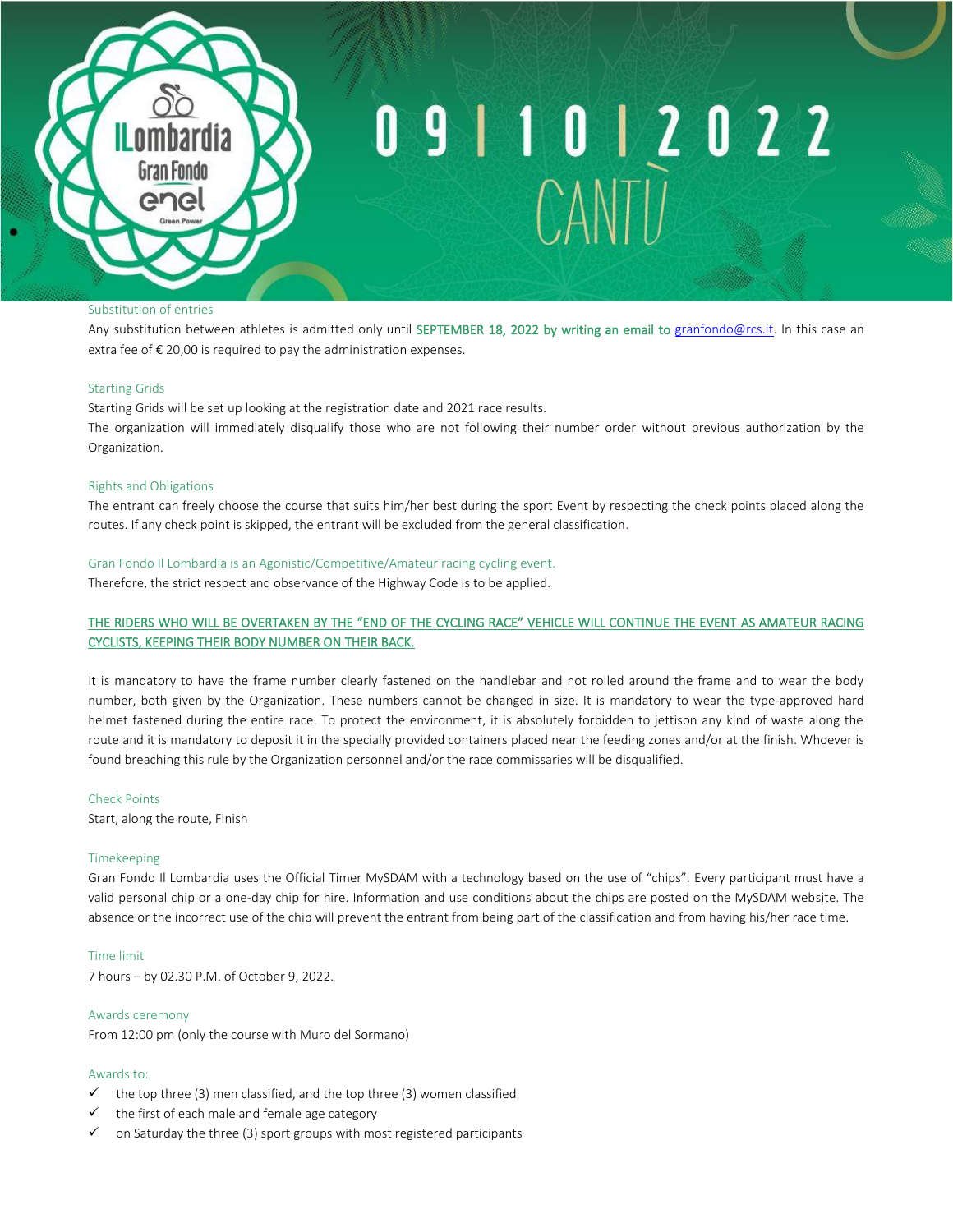### Substitution of entries

Any substitution between athletes is admitted only until **SEPTEMBER 18, 2022 by writing an email to** granfondo@rcs.it. In this case an extra fee of € 20,00 is required to pay the administration expenses.

### Starting Grids

Starting Grids will be set up looking at the registration date and 2021 race results.

The organization will immediately disqualify those who are not following their number order without previous authorization by the Organization.

### Rights and Obligations

The entrant can freely choose the course that suits him/her best during the sport Event by respecting the check points placed along the routes. If any check point is skipped, the entrant will be excluded from the general classification.

### Gran Fondo Il Lombardia is an Agonistic/Competitive/Amateur racing cycling event.

Therefore, the strict respect and observance of the Highway Code is to be applied.

**THE RIDERS WHO WILL BE OVERTAKEN BY THE "END OF THE CYCLING RACE" VEHICLE WILL CONTINUE THE EVENT AS AMATEUR RACING CYCLISTS, KEEPING THEIR BODY NUMBER ON THEIR BACK.**

It is mandatory to have the frame number clearly fastened on the handlebar and not rolled around the frame and to wear the body number, both given by the Organization. These numbers cannot be changed in size. It is mandatory to wear the type-approved hard helmet fastened during the entire race. To protect the environment, it is absolutely forbidden to jettison any kind of waste along the route and it is mandatory to deposit it in the specially provided containers placed near the feeding zones and/or at the finish. Whoever is found breaching this rule by the Organization personnel and/or the race commissaries will be disqualified.

### Check Points

Start, along the route, Finish

### Timekeeping

Gran Fondo Il Lombardia uses the Official Timer MySDAM with a technology based on the use of "chips". Every participant must have a valid personal chip or a one-day chip for hire. Information and use conditions about the chips are posted on the MySDAM website. The absence or the incorrect use of the chip will prevent the entrant from being part of the classification and from having his/her race time.

### Time limit

7 hours – by 02.30 P.M. of October 9, 2022.

### Awards ceremony

From 12:00 pm (only the course with Muro del Sormano)

### Awards to:

- ✓ the top three (3) men classified, and the top three (3) women classified
- ✓ the first of each male and female age category
- ✓ on Saturday the three (3) sport groups with most registered participants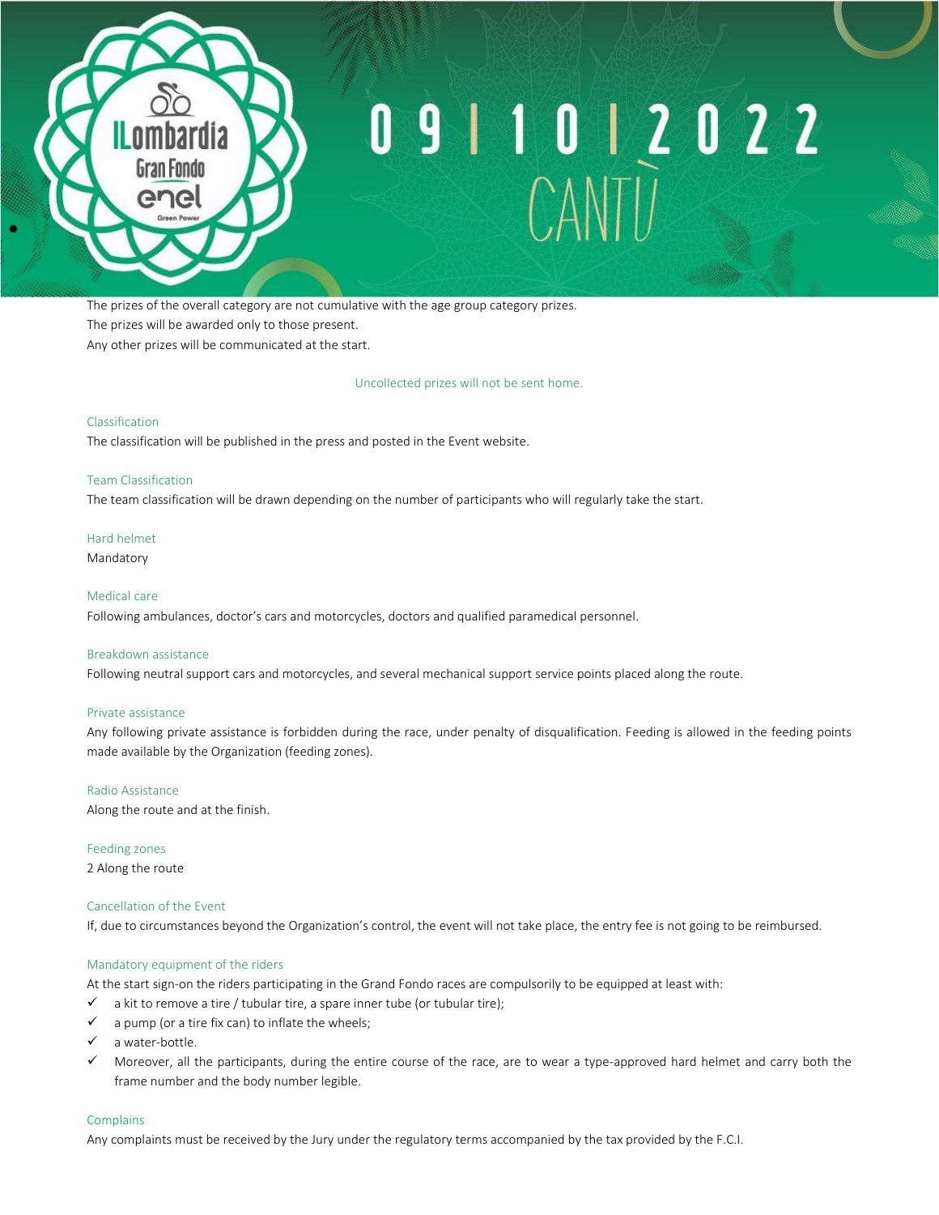The prizes of the overall category are not cumulative with the age group category prizes.
The prizes will be awarded only to those present.
Any other prizes will be communicated at the start.

Uncollected prizes will not be sent home.

### Classification

The classification will be published in the press and posted in the Event website.

### Team Classification

The team classification will be drawn depending on the number of participants who will regularly take the start.

### Hard helmet

Mandatory

### Medical care

Following ambulances, doctor's cars and motorcycles, doctors and qualified paramedical personnel.

### Breakdown assistance

Following neutral support cars and motorcycles, and several mechanical support service points placed along the route.

### Private assistance

Any following private assistance is forbidden during the race, under penalty of disqualification. Feeding is allowed in the feeding points made available by the Organization (feeding zones).

### Radio Assistance

Along the route and at the finish.

### Feeding zones

2 Along the route

### Cancellation of the Event

If, due to circumstances beyond the Organization's control, the event will not take place, the entry fee is not going to be reimbursed.

### Mandatory equipment of the riders

At the start sign-on the riders participating in the Grand Fondo races are compulsorily to be equipped at least with:

- ✓ a kit to remove a tire / tubular tire, a spare inner tube (or tubular tire);
- ✓ a pump (or a tire fix can) to inflate the wheels;
- ✓ a water-bottle.
- ✓ Moreover, all the participants, during the entire course of the race, are to wear a type-approved hard helmet and carry both the frame number and the body number legible.

### Complains

Any complaints must be received by the Jury under the regulatory terms accompanied by the tax provided by the F.C.I.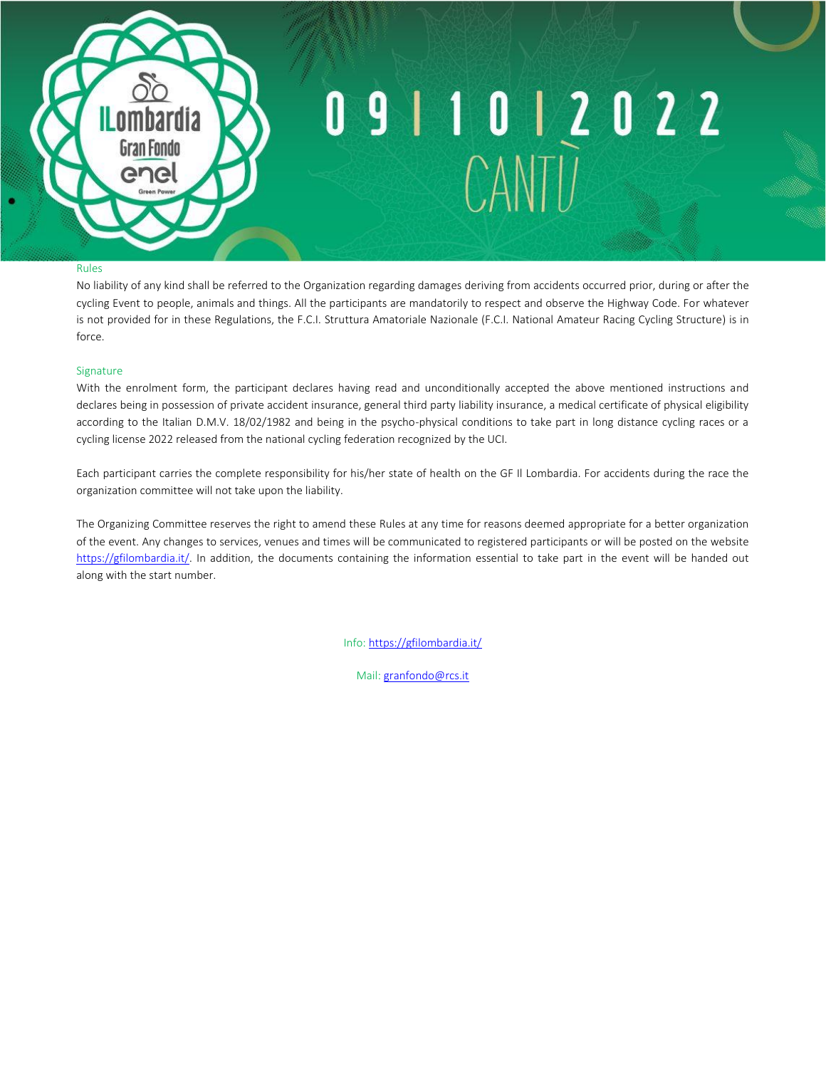## Rules

No liability of any kind shall be referred to the Organization regarding damages deriving from accidents occurred prior, during or after the cycling Event to people, animals and things. All the participants are mandatorily to respect and observe the Highway Code. For whatever is not provided for in these Regulations, the F.C.I. Struttura Amatoriale Nazionale (F.C.I. National Amateur Racing Cycling Structure) is in force.

## Signature

With the enrolment form, the participant declares having read and unconditionally accepted the above mentioned instructions and declares being in possession of private accident insurance, general third party liability insurance, a medical certificate of physical eligibility according to the Italian D.M.V. 18/02/1982 and being in the psycho-physical conditions to take part in long distance cycling races or a cycling license 2022 released from the national cycling federation recognized by the UCI.

Each participant carries the complete responsibility for his/her state of health on the GF Il Lombardia. For accidents during the race the organization committee will not take upon the liability.

The Organizing Committee reserves the right to amend these Rules at any time for reasons deemed appropriate for a better organization of the event. Any changes to services, venues and times will be communicated to registered participants or will be posted on the website https://gfilombardia.it/. In addition, the documents containing the information essential to take part in the event will be handed out along with the start number.

Info: https://gfilombardia.it/

Mail: granfondo@rcs.it